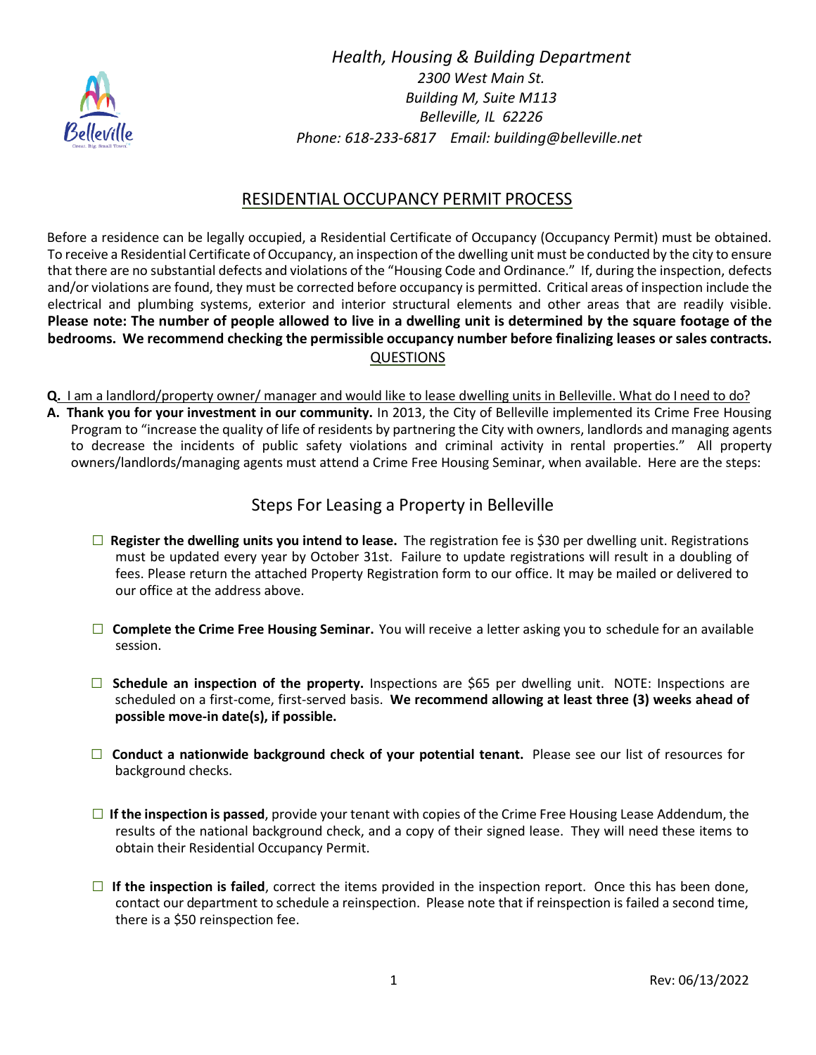*Health, Housing & Building Department*
*2300 West Main St.*
*Building M, Suite M113*
*Belleville, IL 62226*
*Phone: 618-233-6817 Email: building@belleville.net*

# RESIDENTIAL OCCUPANCY PERMIT PROCESS

Before a residence can be legally occupied, a Residential Certificate of Occupancy (Occupancy Permit) must be obtained. To receive a Residential Certificate of Occupancy, an inspection of the dwelling unit must be conducted by the city to ensure that there are no substantial defects and violations of the "Housing Code and Ordinance." If, during the inspection, defects and/or violations are found, they must be corrected before occupancy is permitted. Critical areas of inspection include the electrical and plumbing systems, exterior and interior structural elements and other areas that are readily visible. **Please note: The number of people allowed to live in a dwelling unit is determined by the square footage of the bedrooms. We recommend checking the permissible occupancy number before finalizing leases or sales contracts.**

## QUESTIONS

**Q.** I am a landlord/property owner/ manager and would like to lease dwelling units in Belleville. What do I need to do?

**A. Thank you for your investment in our community.** In 2013, the City of Belleville implemented its Crime Free Housing Program to "increase the quality of life of residents by partnering the City with owners, landlords and managing agents to decrease the incidents of public safety violations and criminal activity in rental properties." All property owners/landlords/managing agents must attend a Crime Free Housing Seminar, when available. Here are the steps:

## Steps For Leasing a Property in Belleville

- ☐ **Register the dwelling units you intend to lease.** The registration fee is $30 per dwelling unit. Registrations must be updated every year by October 31st. Failure to update registrations will result in a doubling of fees. Please return the attached Property Registration form to our office. It may be mailed or delivered to our office at the address above.

- ☐ **Complete the Crime Free Housing Seminar.** You will receive a letter asking you to schedule for an available session.

- ☐ **Schedule an inspection of the property.** Inspections are $65 per dwelling unit. NOTE: Inspections are scheduled on a first-come, first-served basis. **We recommend allowing at least three (3) weeks ahead of possible move-in date(s), if possible.**

- ☐ **Conduct a nationwide background check of your potential tenant.** Please see our list of resources for background checks.

- ☐ **If the inspection is passed**, provide your tenant with copies of the Crime Free Housing Lease Addendum, the results of the national background check, and a copy of their signed lease. They will need these items to obtain their Residential Occupancy Permit.

- ☐ **If the inspection is failed**, correct the items provided in the inspection report. Once this has been done, contact our department to schedule a reinspection. Please note that if reinspection is failed a second time, there is a $50 reinspection fee.

Rev: 06/13/2022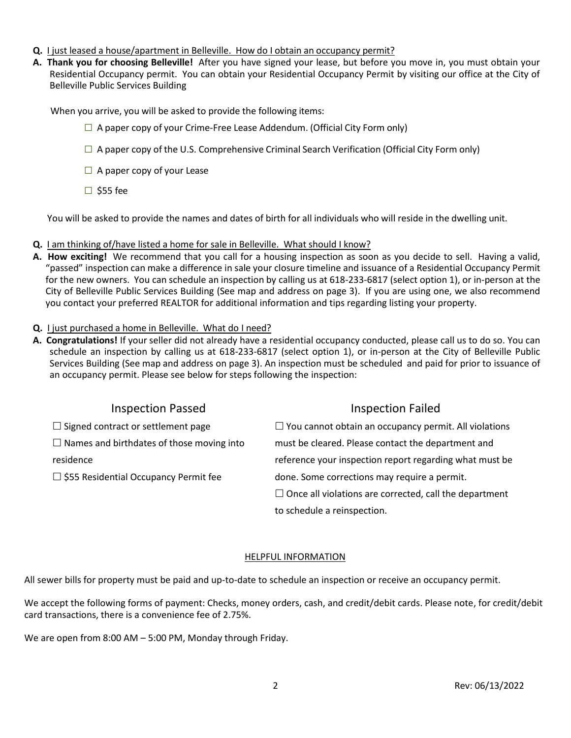**Q.** I just leased a house/apartment in Belleville. How do I obtain an occupancy permit?

**A. Thank you for choosing Belleville!** After you have signed your lease, but before you move in, you must obtain your Residential Occupancy permit. You can obtain your Residential Occupancy Permit by visiting our office at the City of Belleville Public Services Building

When you arrive, you will be asked to provide the following items:

- ☐ A paper copy of your Crime-Free Lease Addendum. (Official City Form only)
- ☐ A paper copy of the U.S. Comprehensive Criminal Search Verification (Official City Form only)
- ☐ A paper copy of your Lease
- ☐ $55 fee

You will be asked to provide the names and dates of birth for all individuals who will reside in the dwelling unit.

**Q.** I am thinking of/have listed a home for sale in Belleville. What should I know?

**A. How exciting!** We recommend that you call for a housing inspection as soon as you decide to sell. Having a valid, "passed" inspection can make a difference in sale your closure timeline and issuance of a Residential Occupancy Permit for the new owners. You can schedule an inspection by calling us at 618-233-6817 (select option 1), or in-person at the City of Belleville Public Services Building (See map and address on page 3). If you are using one, we also recommend you contact your preferred REALTOR for additional information and tips regarding listing your property.

**Q.** I just purchased a home in Belleville. What do I need?

**A. Congratulations!** If your seller did not already have a residential occupancy conducted, please call us to do so. You can schedule an inspection by calling us at 618-233-6817 (select option 1), or in-person at the City of Belleville Public Services Building (See map and address on page 3). An inspection must be scheduled and paid for prior to issuance of an occupancy permit. Please see below for steps following the inspection:

### Inspection Passed

- ☐ Signed contract or settlement page
- ☐ Names and birthdates of those moving into residence
- ☐ $55 Residential Occupancy Permit fee

### Inspection Failed

- ☐ You cannot obtain an occupancy permit. All violations must be cleared. Please contact the department and reference your inspection report regarding what must be done. Some corrections may require a permit.
- ☐ Once all violations are corrected, call the department to schedule a reinspection.

## HELPFUL INFORMATION

All sewer bills for property must be paid and up-to-date to schedule an inspection or receive an occupancy permit.

We accept the following forms of payment: Checks, money orders, cash, and credit/debit cards. Please note, for credit/debit card transactions, there is a convenience fee of 2.75%.

We are open from 8:00 AM – 5:00 PM, Monday through Friday.

Rev: 06/13/2022